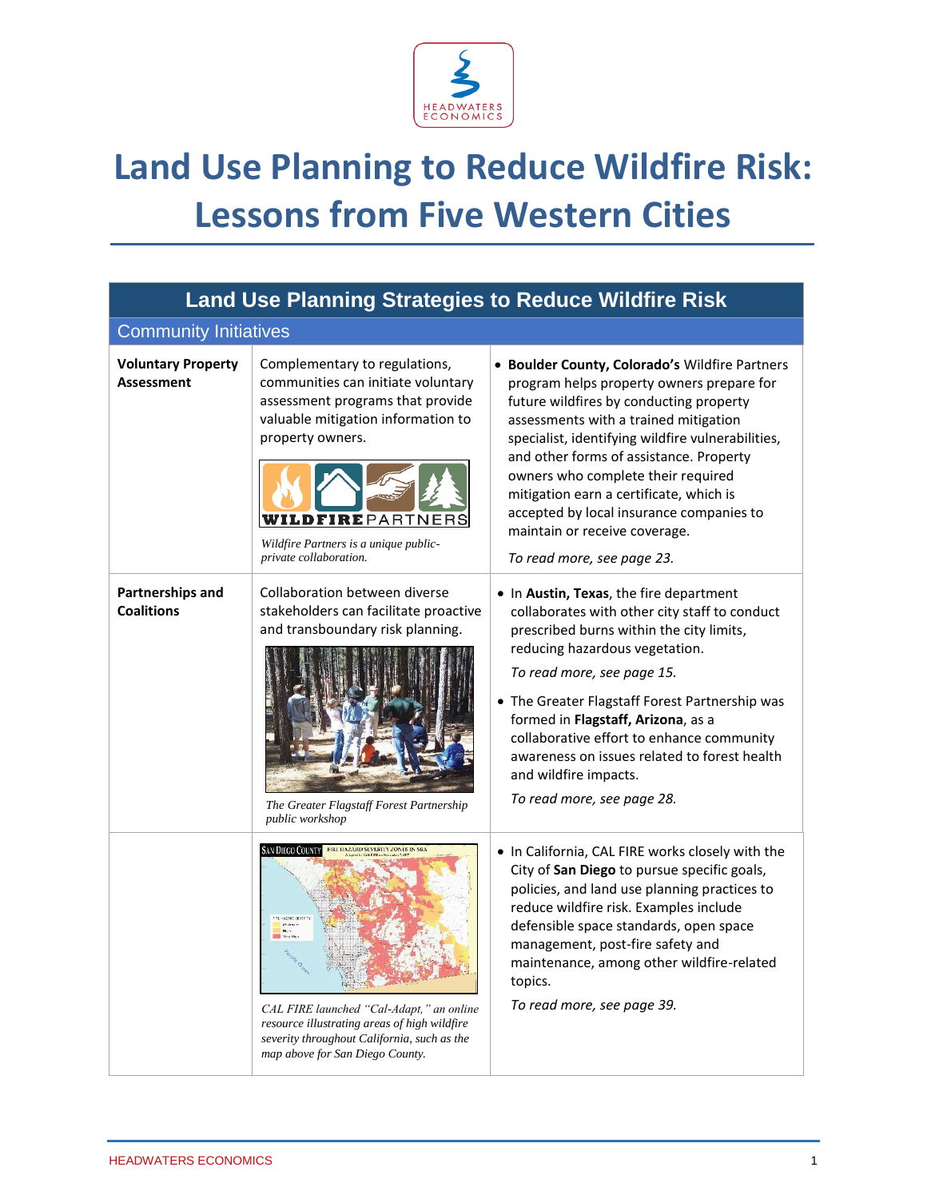# Land Use Planning to Reduce Wildfire Risk: Lessons from Five Western Cities

## Land Use Planning Strategies to Reduce Wildfire Risk

### Community Initiatives

| | | |
|---|---|---|
| **Voluntary Property Assessment** | Complementary to regulations, communities can initiate voluntary assessment programs that provide valuable mitigation information to property owners. *Wildfire Partners is a unique public-private collaboration.* | • **Boulder County, Colorado's** Wildfire Partners program helps property owners prepare for future wildfires by conducting property assessments with a trained mitigation specialist, identifying wildfire vulnerabilities, and other forms of assistance. Property owners who complete their required mitigation earn a certificate, which is accepted by local insurance companies to maintain or receive coverage. *To read more, see page 23.* |
| **Partnerships and Coalitions** | Collaboration between diverse stakeholders can facilitate proactive and transboundary risk planning. *The Greater Flagstaff Forest Partnership public workshop* | • In **Austin, Texas**, the fire department collaborates with other city staff to conduct prescribed burns within the city limits, reducing hazardous vegetation. *To read more, see page 15.* • The Greater Flagstaff Forest Partnership was formed in **Flagstaff, Arizona**, as a collaborative effort to enhance community awareness on issues related to forest health and wildfire impacts. *To read more, see page 28.* |
| | *CAL FIRE launched "Cal-Adapt," an online resource illustrating areas of high wildfire severity throughout California, such as the map above for San Diego County.* | • In California, CAL FIRE works closely with the City of **San Diego** to pursue specific goals, policies, and land use planning practices to reduce wildfire risk. Examples include defensible space standards, open space management, post-fire safety and maintenance, among other wildfire-related topics. *To read more, see page 39.* |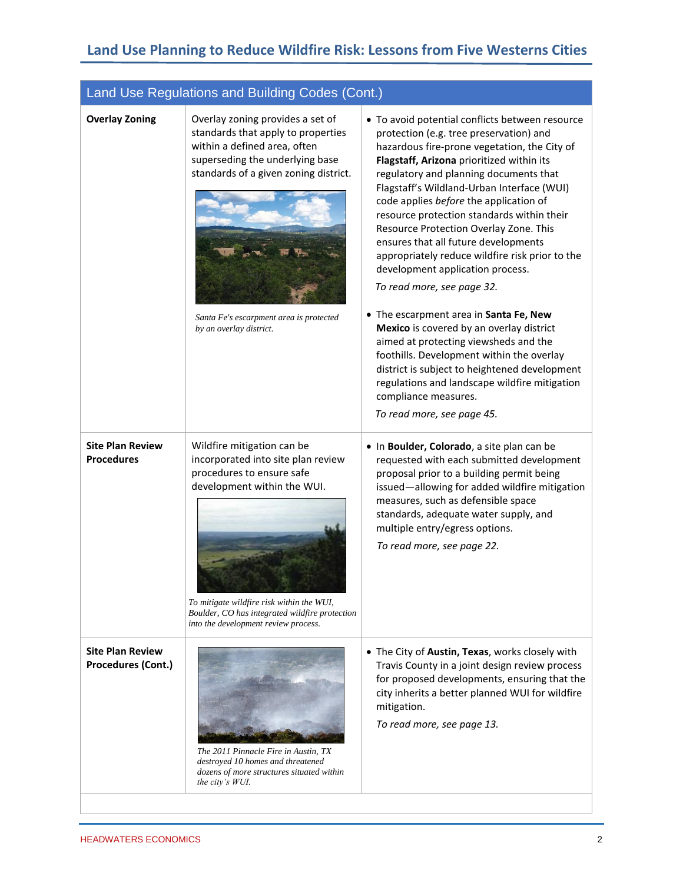## Land Use Regulations and Building Codes (Cont.)

| | | |
|---|---|---|
| **Overlay Zoning** | Overlay zoning provides a set of standards that apply to properties within a defined area, often superseding the underlying base standards of a given zoning district. *Santa Fe's escarpment area is protected by an overlay district.* | • To avoid potential conflicts between resource protection (e.g. tree preservation) and hazardous fire-prone vegetation, the City of **Flagstaff, Arizona** prioritized within its regulatory and planning documents that Flagstaff's Wildland-Urban Interface (WUI) code applies *before* the application of resource protection standards within their Resource Protection Overlay Zone. This ensures that all future developments appropriately reduce wildfire risk prior to the development application process. *To read more, see page 32.* • The escarpment area in **Santa Fe, New Mexico** is covered by an overlay district aimed at protecting viewsheds and the foothills. Development within the overlay district is subject to heightened development regulations and landscape wildfire mitigation compliance measures. *To read more, see page 45.* |
| **Site Plan Review Procedures** | Wildfire mitigation can be incorporated into site plan review procedures to ensure safe development within the WUI. *To mitigate wildfire risk within the WUI, Boulder, CO has integrated wildfire protection into the development review process.* | • In **Boulder, Colorado**, a site plan can be requested with each submitted development proposal prior to a building permit being issued—allowing for added wildfire mitigation measures, such as defensible space standards, adequate water supply, and multiple entry/egress options. *To read more, see page 22.* |
| **Site Plan Review Procedures (Cont.)** | *The 2011 Pinnacle Fire in Austin, TX destroyed 10 homes and threatened dozens of more structures situated within the city's WUI.* | • The City of **Austin, Texas**, works closely with Travis County in a joint design review process for proposed developments, ensuring that the city inherits a better planned WUI for wildfire mitigation. *To read more, see page 13.* |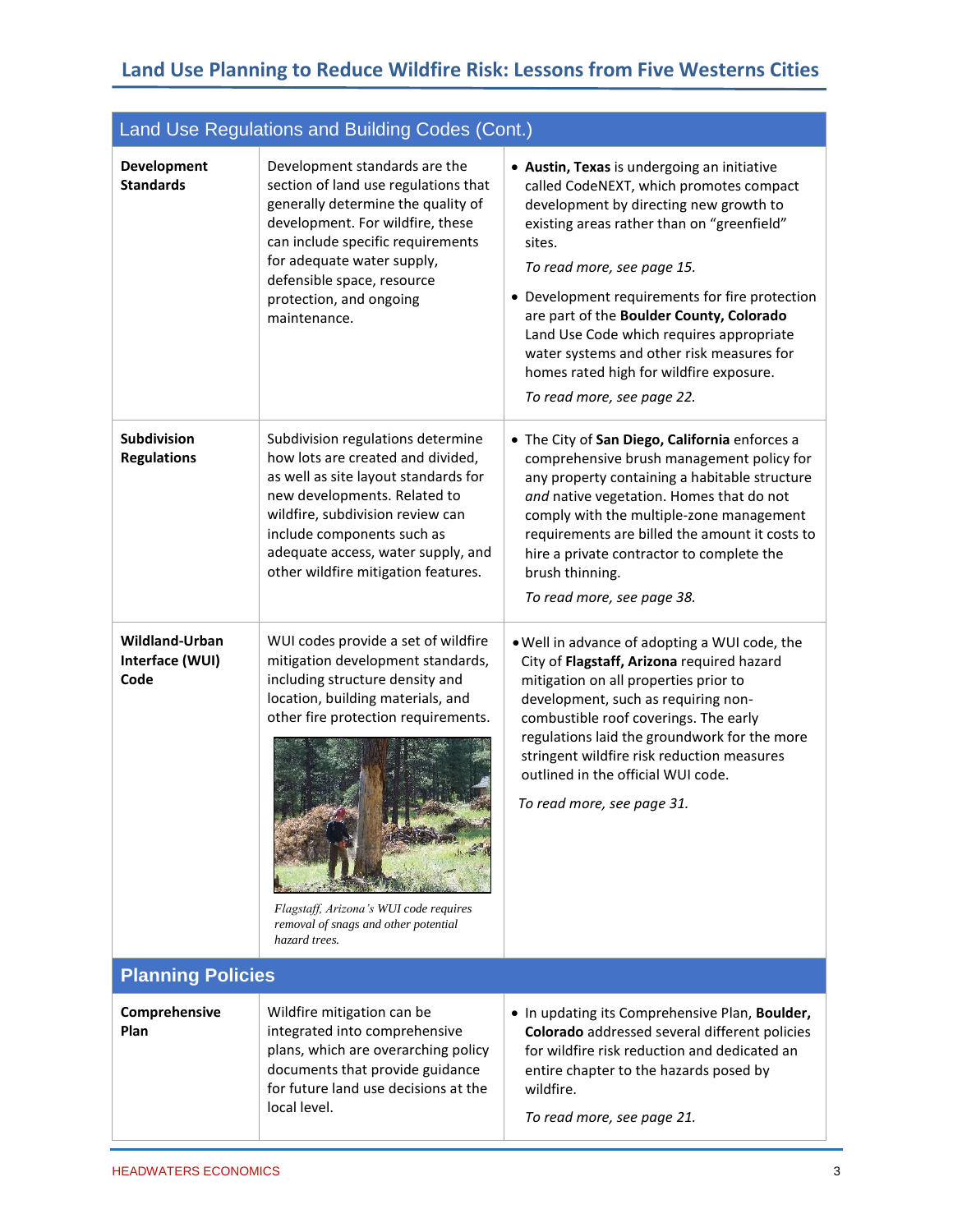| Land Use Regulations and Building Codes (Cont.) | | |
|---|---|---|
| **Development Standards** | Development standards are the section of land use regulations that generally determine the quality of development. For wildfire, these can include specific requirements for adequate water supply, defensible space, resource protection, and ongoing maintenance. | • **Austin, Texas** is undergoing an initiative called CodeNEXT, which promotes compact development by directing new growth to existing areas rather than on "greenfield" sites. *To read more, see page 15.* • Development requirements for fire protection are part of the **Boulder County, Colorado** Land Use Code which requires appropriate water systems and other risk measures for homes rated high for wildfire exposure. *To read more, see page 22.* |
| **Subdivision Regulations** | Subdivision regulations determine how lots are created and divided, as well as site layout standards for new developments. Related to wildfire, subdivision review can include components such as adequate access, water supply, and other wildfire mitigation features. | • The City of **San Diego, California** enforces a comprehensive brush management policy for any property containing a habitable structure *and* native vegetation. Homes that do not comply with the multiple-zone management requirements are billed the amount it costs to hire a private contractor to complete the brush thinning. *To read more, see page 38.* |
| **Wildland-Urban Interface (WUI) Code** | WUI codes provide a set of wildfire mitigation development standards, including structure density and location, building materials, and other fire protection requirements. *Flagstaff, Arizona's WUI code requires removal of snags and other potential hazard trees.* | • Well in advance of adopting a WUI code, the City of **Flagstaff, Arizona** required hazard mitigation on all properties prior to development, such as requiring non-combustible roof coverings. The early regulations laid the groundwork for the more stringent wildfire risk reduction measures outlined in the official WUI code. *To read more, see page 31.* |
| **Planning Policies** | | |
| **Comprehensive Plan** | Wildfire mitigation can be integrated into comprehensive plans, which are overarching policy documents that provide guidance for future land use decisions at the local level. | • In updating its Comprehensive Plan, **Boulder, Colorado** addressed several different policies for wildfire risk reduction and dedicated an entire chapter to the hazards posed by wildfire. *To read more, see page 21.* |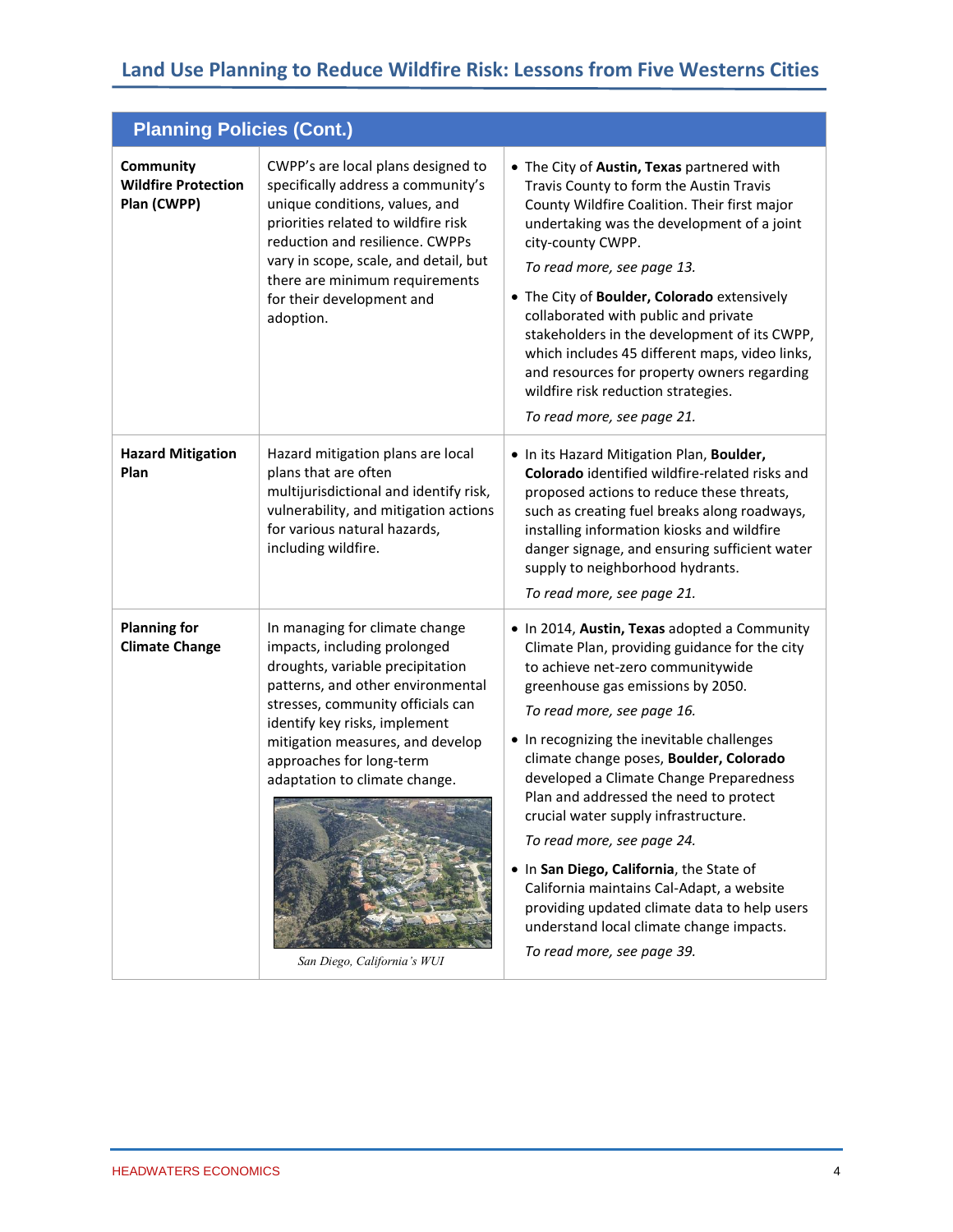| Planning Policies (Cont.) | | |
|---|---|---|
| **Community Wildfire Protection Plan (CWPP)** | CWPP's are local plans designed to specifically address a community's unique conditions, values, and priorities related to wildfire risk reduction and resilience. CWPPs vary in scope, scale, and detail, but there are minimum requirements for their development and adoption. | • The City of **Austin, Texas** partnered with Travis County to form the Austin Travis County Wildfire Coalition. Their first major undertaking was the development of a joint city-county CWPP. *To read more, see page 13.* <br> • The City of **Boulder, Colorado** extensively collaborated with public and private stakeholders in the development of its CWPP, which includes 45 different maps, video links, and resources for property owners regarding wildfire risk reduction strategies. *To read more, see page 21.* |
| **Hazard Mitigation Plan** | Hazard mitigation plans are local plans that are often multijurisdictional and identify risk, vulnerability, and mitigation actions for various natural hazards, including wildfire. | • In its Hazard Mitigation Plan, **Boulder, Colorado** identified wildfire-related risks and proposed actions to reduce these threats, such as creating fuel breaks along roadways, installing information kiosks and wildfire danger signage, and ensuring sufficient water supply to neighborhood hydrants. *To read more, see page 21.* |
| **Planning for Climate Change** | In managing for climate change impacts, including prolonged droughts, variable precipitation patterns, and other environmental stresses, community officials can identify key risks, implement mitigation measures, and develop approaches for long-term adaptation to climate change. <br> *San Diego, California's WUI* | • In 2014, **Austin, Texas** adopted a Community Climate Plan, providing guidance for the city to achieve net-zero communitywide greenhouse gas emissions by 2050. *To read more, see page 16.* <br> • In recognizing the inevitable challenges climate change poses, **Boulder, Colorado** developed a Climate Change Preparedness Plan and addressed the need to protect crucial water supply infrastructure. *To read more, see page 24.* <br> • In **San Diego, California**, the State of California maintains Cal-Adapt, a website providing updated climate data to help users understand local climate change impacts. *To read more, see page 39.* |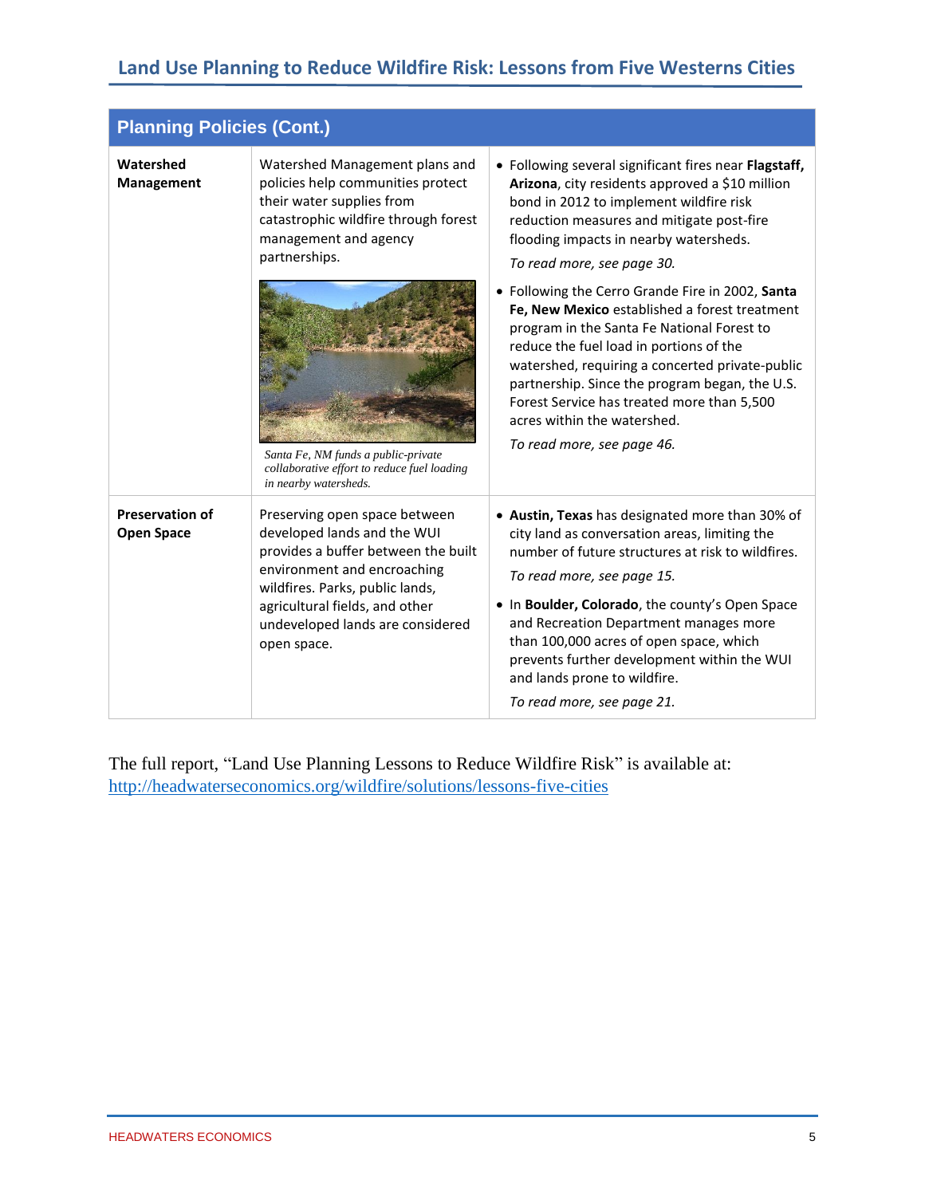| Planning Policies (Cont.) | | |
|---|---|---|
| **Watershed Management** | Watershed Management plans and policies help communities protect their water supplies from catastrophic wildfire through forest management and agency partnerships.<br><br>*Santa Fe, NM funds a public-private collaborative effort to reduce fuel loading in nearby watersheds.* | • Following several significant fires near **Flagstaff, Arizona**, city residents approved a $10 million bond in 2012 to implement wildfire risk reduction measures and mitigate post-fire flooding impacts in nearby watersheds.<br>*To read more, see page 30.*<br>• Following the Cerro Grande Fire in 2002, **Santa Fe, New Mexico** established a forest treatment program in the Santa Fe National Forest to reduce the fuel load in portions of the watershed, requiring a concerted private-public partnership. Since the program began, the U.S. Forest Service has treated more than 5,500 acres within the watershed.<br>*To read more, see page 46.* |
| **Preservation of Open Space** | Preserving open space between developed lands and the WUI provides a buffer between the built environment and encroaching wildfires. Parks, public lands, agricultural fields, and other undeveloped lands are considered open space. | • **Austin, Texas** has designated more than 30% of city land as conversation areas, limiting the number of future structures at risk to wildfires.<br>*To read more, see page 15.*<br>• In **Boulder, Colorado**, the county's Open Space and Recreation Department manages more than 100,000 acres of open space, which prevents further development within the WUI and lands prone to wildfire.<br>*To read more, see page 21.* |

The full report, "Land Use Planning Lessons to Reduce Wildfire Risk" is available at: http://headwaterseconomics.org/wildfire/solutions/lessons-five-cities